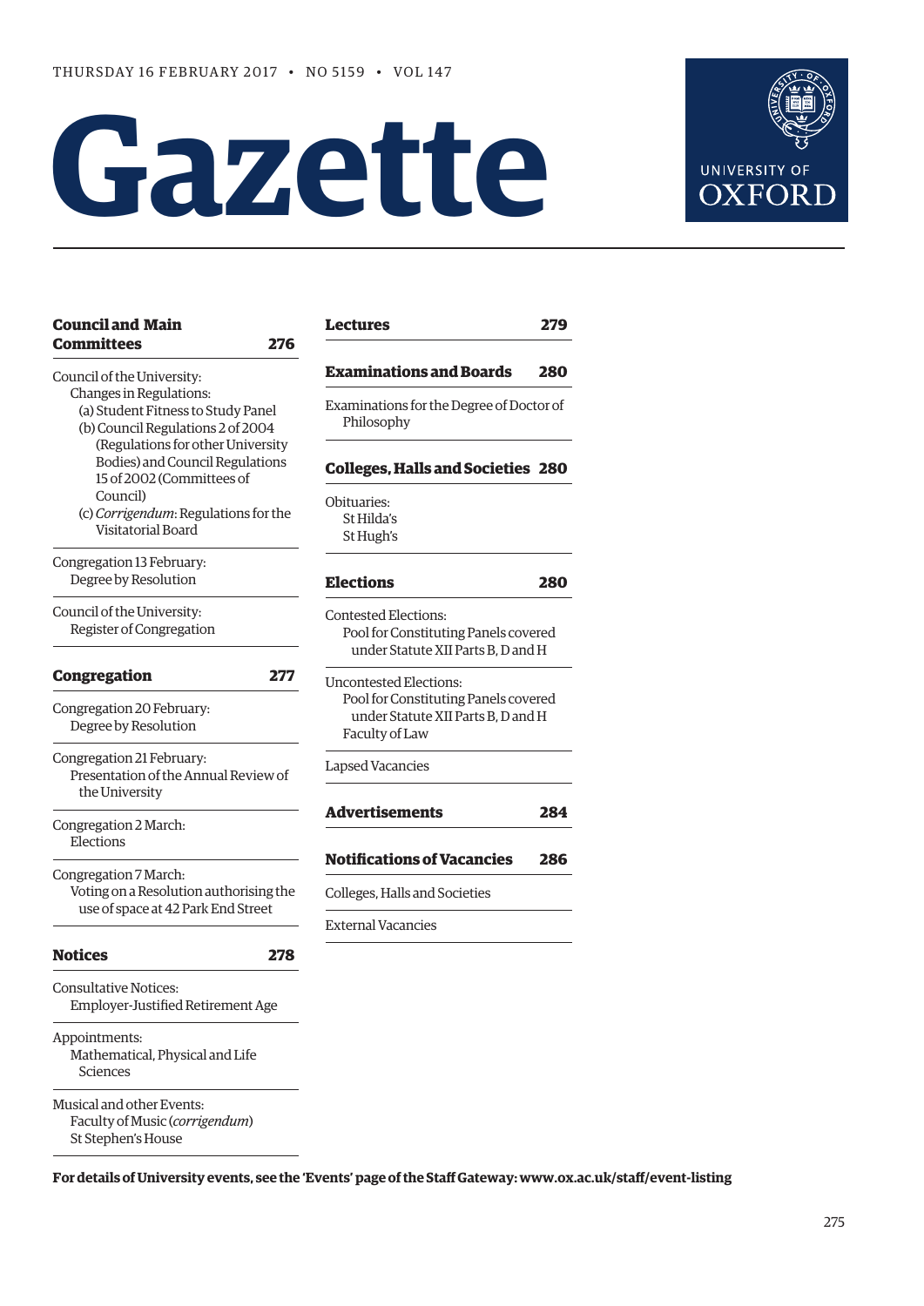THURSDAY 16 FEBRUARY 2017 • NO 5159 • VOL 147

# Gazette

UNIVERSITY OF OXFORD

## Council and Main Committees 276

Council of the University:
- Changes in Regulations:
  - (a) Student Fitness to Study Panel
  - (b) Council Regulations 2 of 2004 (Regulations for other University Bodies) and Council Regulations 15 of 2002 (Committees of Council)
  - (c) *Corrigendum*: Regulations for the Visitatorial Board

Congregation 13 February:
- Degree by Resolution

Council of the University:
- Register of Congregation

## Congregation 277

Congregation 20 February:
- Degree by Resolution

Congregation 21 February:
- Presentation of the Annual Review of the University

Congregation 2 March:
- Elections

Congregation 7 March:
- Voting on a Resolution authorising the use of space at 42 Park End Street

## Notices 278

Consultative Notices:
- Employer-Justified Retirement Age

Appointments:
- Mathematical, Physical and Life Sciences

Musical and other Events:
- Faculty of Music (*corrigendum*)
- St Stephen's House

## Lectures 279

## Examinations and Boards 280

Examinations for the Degree of Doctor of Philosophy

## Colleges, Halls and Societies 280

Obituaries:
- St Hilda's
- St Hugh's

## Elections 280

Contested Elections:
- Pool for Constituting Panels covered under Statute XII Parts B, D and H

Uncontested Elections:
- Pool for Constituting Panels covered under Statute XII Parts B, D and H
- Faculty of Law

Lapsed Vacancies

## Advertisements 284

## Notifications of Vacancies 286

Colleges, Halls and Societies

External Vacancies

**For details of University events, see the 'Events' page of the Staff Gateway: www.ox.ac.uk/staff/event-listing**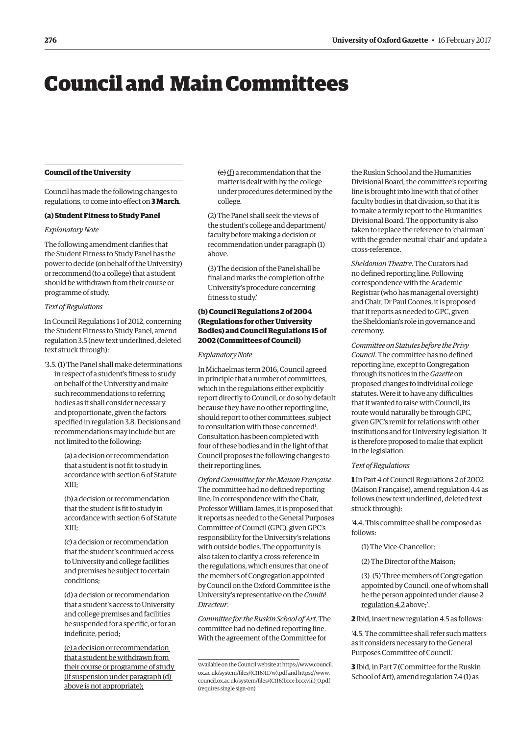# Council and Main Committees

## Council of the University

Council has made the following changes to regulations, to come into effect on **3 March**.

### (a) Student Fitness to Study Panel

*Explanatory Note*

The following amendment clarifies that the Student Fitness to Study Panel has the power to decide (on behalf of the University) or recommend (to a college) that a student should be withdrawn from their course or programme of study.

*Text of Regulations*

In Council Regulations 1 of 2012, concerning the Student Fitness to Study Panel, amend regulation 3.5 (new text underlined, deleted text struck through):

'3.5. (1) The Panel shall make determinations in respect of a student's fitness to study on behalf of the University and make such recommendations to referring bodies as it shall consider necessary and proportionate, given the factors specified in regulation 3.8. Decisions and recommendations may include but are not limited to the following:

(a) a decision or recommendation that a student is not fit to study in accordance with section 6 of Statute XIII;

(b) a decision or recommendation that the student is fit to study in accordance with section 6 of Statute XIII;

(c) a decision or recommendation that the student's continued access to University and college facilities and premises be subject to certain conditions;

(d) a decision or recommendation that a student's access to University and college premises and facilities be suspended for a specific, or for an indefinite, period;

<u>(e) a decision or recommendation that a student be withdrawn from their course or programme of study (if suspension under paragraph (d) above is not appropriate);</u>

~~(e)~~ <u>(f)</u> a recommendation that the matter is dealt with by the college under procedures determined by the college.

(2) The Panel shall seek the views of the student's college and department/faculty before making a decision or recommendation under paragraph (1) above.

(3) The decision of the Panel shall be final and marks the completion of the University's procedure concerning fitness to study.'

### (b) Council Regulations 2 of 2004 (Regulations for other University Bodies) and Council Regulations 15 of 2002 (Committees of Council)

*Explanatory Note*

In Michaelmas term 2016, Council agreed in principle that a number of committees, which in the regulations either explicitly report directly to Council, or do so by default because they have no other reporting line, should report to other committees, subject to consultation with those concerned[1]. Consultation has been completed with four of these bodies and in the light of that Council proposes the following changes to their reporting lines.

*Oxford Committee for the Maison Française*. The committee had no defined reporting line. In correspondence with the Chair, Professor William James, it is proposed that it reports as needed to the General Purposes Committee of Council (GPC), given GPC's responsibility for the University's relations with outside bodies. The opportunity is also taken to clarify a cross-reference in the regulations, which ensures that one of the members of Congregation appointed by Council on the Oxford Committee is the University's representative on the *Comité Directeur*.

*Committee for the Ruskin School of Art*. The committee had no defined reporting line. With the agreement of the Committee for the Ruskin School and the Humanities Divisional Board, the committee's reporting line is brought into line with that of other faculty bodies in that division, so that it is to make a termly report to the Humanities Divisional Board. The opportunity is also taken to replace the reference to 'chairman' with the gender-neutral 'chair' and update a cross-reference.

*Sheldonian Theatre*. The Curators had no defined reporting line. Following correspondence with the Academic Registrar (who has managerial oversight) and Chair, Dr Paul Coones, it is proposed that it reports as needed to GPC, given the Sheldonian's role in governance and ceremony.

*Committee on Statutes before the Privy Council*. The committee has no defined reporting line, except to Congregation through its notices in the *Gazette* on proposed changes to individual college statutes. Were it to have any difficulties that it wanted to raise with Council, its route would naturally be through GPC, given GPC's remit for relations with other institutions and for University legislation. It is therefore proposed to make that explicit in the legislation.

*Text of Regulations*

**1** In Part 4 of Council Regulations 2 of 2002 (Maison Française), amend regulation 4.4 as follows (new text underlined, deleted text struck through):

'4.4. This committee shall be composed as follows:

(1) The Vice-Chancellor;

(2) The Director of the Maison;

(3)–(5) Three members of Congregation appointed by Council, one of whom shall be the person appointed under ~~clause 2~~ <u>regulation 4.2</u> above;'.

**2** Ibid, insert new regulation 4.5 as follows:

'4.5. The committee shall refer such matters as it considers necessary to the General Purposes Committee of Council.'

**3** Ibid, in Part 7 (Committee for the Ruskin School of Art), amend regulation 7.4 (1) as

---

[1] available on the Council website at https://www.council.ox.ac.uk/system/files/(C(16)117w).pdf and https://www.council.ox.ac.uk/system/files/(C(16)lxxx-lxxxviii)_0.pdf (requires single sign-on)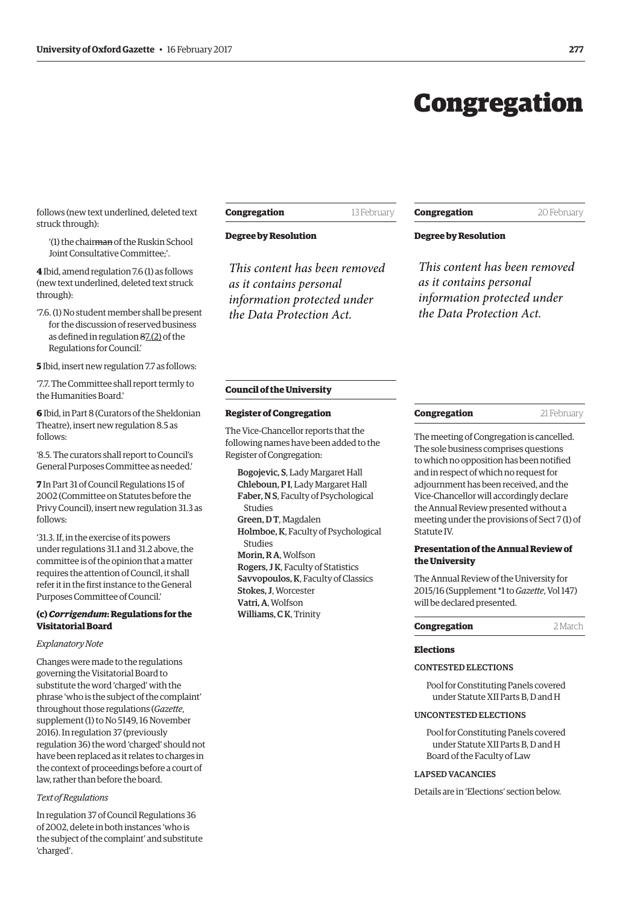# Congregation

follows (new text underlined, deleted text struck through):

'(1) the chair~~man~~ of the Ruskin School Joint Consultative Committee;'.

**4** Ibid, amend regulation 7.6 (1) as follows (new text underlined, deleted text struck through):

'7.6. (1) No student member shall be present for the discussion of reserved business as defined in regulation ~~8~~7.(2) of the Regulations for Council.'

**5** Ibid, insert new regulation 7.7 as follows:

'7.7. The Committee shall report termly to the Humanities Board.'

**6** Ibid, in Part 8 (Curators of the Sheldonian Theatre), insert new regulation 8.5 as follows:

'8.5. The curators shall report to Council's General Purposes Committee as needed.'

**7** In Part 31 of Council Regulations 15 of 2002 (Committee on Statutes before the Privy Council), insert new regulation 31.3 as follows:

'31.3. If, in the exercise of its powers under regulations 31.1 and 31.2 above, the committee is of the opinion that a matter requires the attention of Council, it shall refer it in the first instance to the General Purposes Committee of Council.'

#### (c) *Corrigendum*: Regulations for the Visitatorial Board

*Explanatory Note*

Changes were made to the regulations governing the Visitatorial Board to substitute the word 'charged' with the phrase 'who is the subject of the complaint' throughout those regulations (*Gazette*, supplement (1) to No 5149, 16 November 2016). In regulation 37 (previously regulation 36) the word 'charged' should not have been replaced as it relates to charges in the context of proceedings before a court of law, rather than before the board.

*Text of Regulations*

In regulation 37 of Council Regulations 36 of 2002, delete in both instances 'who is the subject of the complaint' and substitute 'charged'.

## Congregation — 13 February

### Degree by Resolution

*This content has been removed as it contains personal information protected under the Data Protection Act.*

## Council of the University

### Register of Congregation

The Vice-Chancellor reports that the following names have been added to the Register of Congregation:

**Bogojevic, S**, Lady Margaret Hall
**Chleboun, P I**, Lady Margaret Hall
**Faber, N S**, Faculty of Psychological Studies
**Green, D T**, Magdalen
**Holmboe, K**, Faculty of Psychological Studies
**Morin, R A**, Wolfson
**Rogers, J K**, Faculty of Statistics
**Savvopoulos, K**, Faculty of Classics
**Stokes, J**, Worcester
**Vatri, A**, Wolfson
**Williams, C K**, Trinity

## Congregation — 20 February

### Degree by Resolution

*This content has been removed as it contains personal information protected under the Data Protection Act.*

## Congregation — 21 February

The meeting of Congregation is cancelled. The sole business comprises questions to which no opposition has been notified and in respect of which no request for adjournment has been received, and the Vice-Chancellor will accordingly declare the Annual Review presented without a meeting under the provisions of Sect 7 (1) of Statute IV.

### Presentation of the Annual Review of the University

The Annual Review of the University for 2015/16 (Supplement *1 to *Gazette*, Vol 147) will be declared presented.

## Congregation — 2 March

### Elections

CONTESTED ELECTIONS

Pool for Constituting Panels covered under Statute XII Parts B, D and H

UNCONTESTED ELECTIONS

Pool for Constituting Panels covered under Statute XII Parts B, D and H
Board of the Faculty of Law

LAPSED VACANCIES

Details are in 'Elections' section below.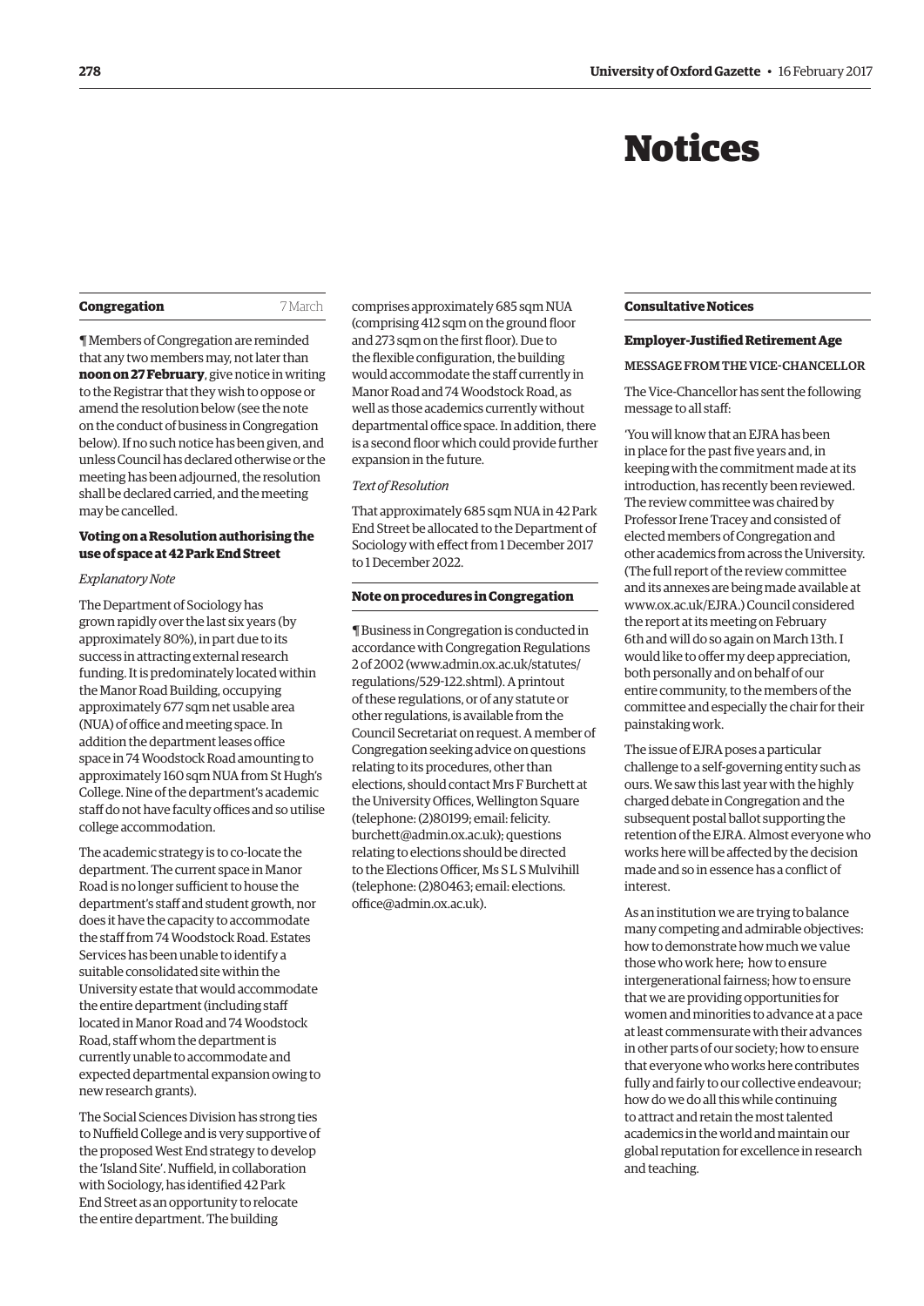# Notices

## Congregation

7 March

¶ Members of Congregation are reminded that any two members may, not later than **noon on 27 February**, give notice in writing to the Registrar that they wish to oppose or amend the resolution below (see the note on the conduct of business in Congregation below). If no such notice has been given, and unless Council has declared otherwise or the meeting has been adjourned, the resolution shall be declared carried, and the meeting may be cancelled.

### Voting on a Resolution authorising the use of space at 42 Park End Street

*Explanatory Note*

The Department of Sociology has grown rapidly over the last six years (by approximately 80%), in part due to its success in attracting external research funding. It is predominately located within the Manor Road Building, occupying approximately 677 sqm net usable area (NUA) of office and meeting space. In addition the department leases office space in 74 Woodstock Road amounting to approximately 160 sqm NUA from St Hugh's College. Nine of the department's academic staff do not have faculty offices and so utilise college accommodation.

The academic strategy is to co-locate the department. The current space in Manor Road is no longer sufficient to house the department's staff and student growth, nor does it have the capacity to accommodate the staff from 74 Woodstock Road. Estates Services has been unable to identify a suitable consolidated site within the University estate that would accommodate the entire department (including staff located in Manor Road and 74 Woodstock Road, staff whom the department is currently unable to accommodate and expected departmental expansion owing to new research grants).

The Social Sciences Division has strong ties to Nuffield College and is very supportive of the proposed West End strategy to develop the 'Island Site'. Nuffield, in collaboration with Sociology, has identified 42 Park End Street as an opportunity to relocate the entire department. The building comprises approximately 685 sqm NUA (comprising 412 sqm on the ground floor and 273 sqm on the first floor). Due to the flexible configuration, the building would accommodate the staff currently in Manor Road and 74 Woodstock Road, as well as those academics currently without departmental office space. In addition, there is a second floor which could provide further expansion in the future.

*Text of Resolution*

That approximately 685 sqm NUA in 42 Park End Street be allocated to the Department of Sociology with effect from 1 December 2017 to 1 December 2022.

### Note on procedures in Congregation

¶ Business in Congregation is conducted in accordance with Congregation Regulations 2 of 2002 (www.admin.ox.ac.uk/statutes/regulations/529-122.shtml). A printout of these regulations, or of any statute or other regulations, is available from the Council Secretariat on request. A member of Congregation seeking advice on questions relating to its procedures, other than elections, should contact Mrs F Burchett at the University Offices, Wellington Square (telephone: (2)80199; email: felicity.burchett@admin.ox.ac.uk); questions relating to elections should be directed to the Elections Officer, Ms S L S Mulvihill (telephone: (2)80463; email: elections.office@admin.ox.ac.uk).

## Consultative Notices

### Employer-Justified Retirement Age

MESSAGE FROM THE VICE-CHANCELLOR

The Vice-Chancellor has sent the following message to all staff:

'You will know that an EJRA has been in place for the past five years and, in keeping with the commitment made at its introduction, has recently been reviewed. The review committee was chaired by Professor Irene Tracey and consisted of elected members of Congregation and other academics from across the University. (The full report of the review committee and its annexes are being made available at www.ox.ac.uk/EJRA.) Council considered the report at its meeting on February 6th and will do so again on March 13th. I would like to offer my deep appreciation, both personally and on behalf of our entire community, to the members of the committee and especially the chair for their painstaking work.

The issue of EJRA poses a particular challenge to a self-governing entity such as ours. We saw this last year with the highly charged debate in Congregation and the subsequent postal ballot supporting the retention of the EJRA. Almost everyone who works here will be affected by the decision made and so in essence has a conflict of interest.

As an institution we are trying to balance many competing and admirable objectives: how to demonstrate how much we value those who work here; how to ensure intergenerational fairness; how to ensure that we are providing opportunities for women and minorities to advance at a pace at least commensurate with their advances in other parts of our society; how to ensure that everyone who works here contributes fully and fairly to our collective endeavour; how do we do all this while continuing to attract and retain the most talented academics in the world and maintain our global reputation for excellence in research and teaching.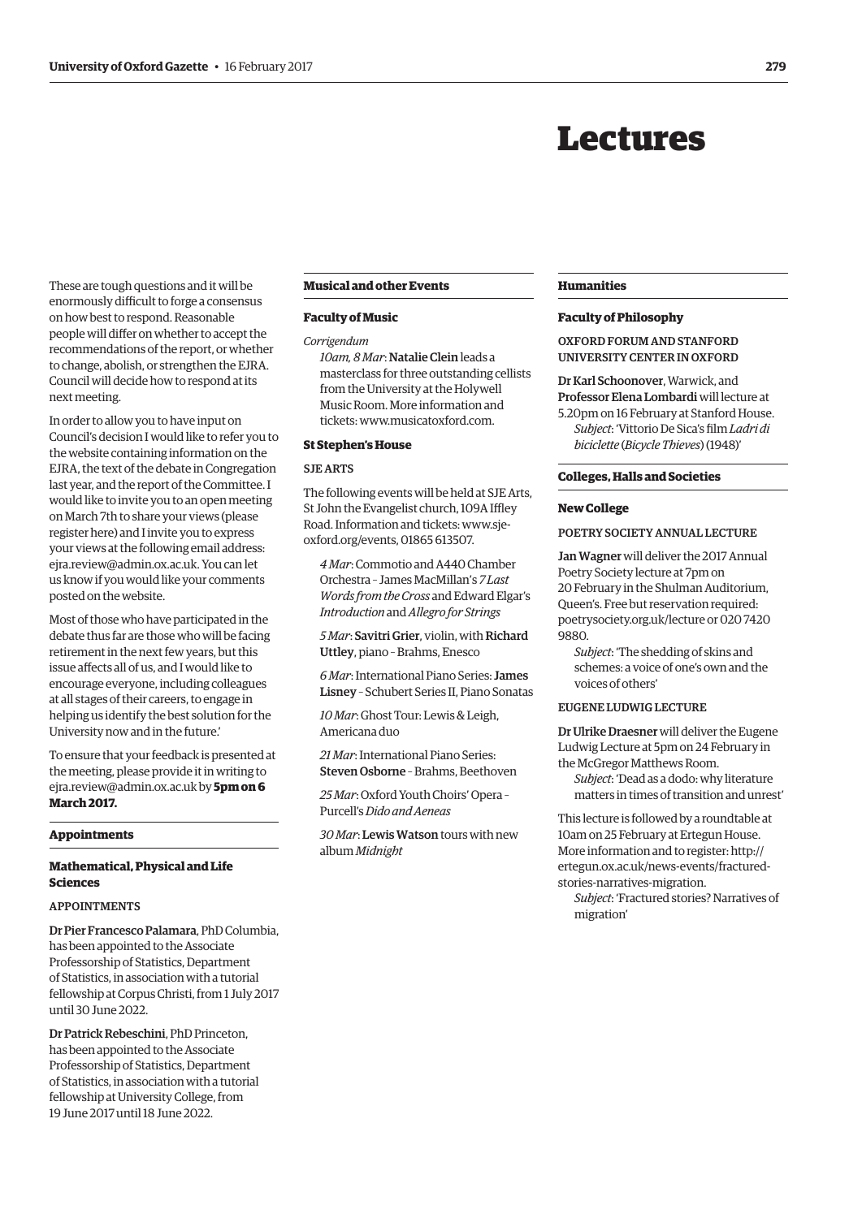These are tough questions and it will be enormously difficult to forge a consensus on how best to respond. Reasonable people will differ on whether to accept the recommendations of the report, or whether to change, abolish, or strengthen the EJRA. Council will decide how to respond at its next meeting.

In order to allow you to have input on Council's decision I would like to refer you to the website containing information on the EJRA, the text of the debate in Congregation last year, and the report of the Committee. I would like to invite you to an open meeting on March 7th to share your views (please register here) and I invite you to express your views at the following email address: ejra.review@admin.ox.ac.uk. You can let us know if you would like your comments posted on the website.

Most of those who have participated in the debate thus far are those who will be facing retirement in the next few years, but this issue affects all of us, and I would like to encourage everyone, including colleagues at all stages of their careers, to engage in helping us identify the best solution for the University now and in the future.'

To ensure that your feedback is presented at the meeting, please provide it in writing to ejra.review@admin.ox.ac.uk by **5pm on 6 March 2017.**

## Appointments

### Mathematical, Physical and Life Sciences

APPOINTMENTS

**Dr Pier Francesco Palamara**, PhD Columbia, has been appointed to the Associate Professorship of Statistics, Department of Statistics, in association with a tutorial fellowship at Corpus Christi, from 1 July 2017 until 30 June 2022.

**Dr Patrick Rebeschini**, PhD Princeton, has been appointed to the Associate Professorship of Statistics, Department of Statistics, in association with a tutorial fellowship at University College, from 19 June 2017 until 18 June 2022.

# Lectures

## Musical and other Events

### Faculty of Music

*Corrigendum*

*10am, 8 Mar*: **Natalie Clein** leads a masterclass for three outstanding cellists from the University at the Holywell Music Room. More information and tickets: www.musicatoxford.com.

### St Stephen's House

SJE ARTS

The following events will be held at SJE Arts, St John the Evangelist church, 109A Iffley Road. Information and tickets: www.sje-oxford.org/events, 01865 613507.

*4 Mar*: Commotio and A440 Chamber Orchestra – James MacMillan's *7 Last Words from the Cross* and Edward Elgar's *Introduction* and *Allegro for Strings*

*5 Mar*: **Savitri Grier**, violin, with **Richard Uttley**, piano – Brahms, Enesco

*6 Mar*: International Piano Series: **James Lisney** – Schubert Series II, Piano Sonatas

*10 Mar*: Ghost Tour: Lewis & Leigh, Americana duo

*21 Mar*: International Piano Series: **Steven Osborne** – Brahms, Beethoven

*25 Mar*: Oxford Youth Choirs' Opera – Purcell's *Dido and Aeneas*

*30 Mar*: **Lewis Watson** tours with new album *Midnight*

## Humanities

### Faculty of Philosophy

OXFORD FORUM AND STANFORD UNIVERSITY CENTER IN OXFORD

**Dr Karl Schoonover**, Warwick, and **Professor Elena Lombardi** will lecture at 5.20pm on 16 February at Stanford House.

*Subject*: 'Vittorio De Sica's film *Ladri di biciclette* (*Bicycle Thieves*) (1948)'

## Colleges, Halls and Societies

### New College

POETRY SOCIETY ANNUAL LECTURE

**Jan Wagner** will deliver the 2017 Annual Poetry Society lecture at 7pm on 20 February in the Shulman Auditorium, Queen's. Free but reservation required: poetrysociety.org.uk/lecture or 020 7420 9880.

*Subject*: 'The shedding of skins and schemes: a voice of one's own and the voices of others'

EUGENE LUDWIG LECTURE

**Dr Ulrike Draesner** will deliver the Eugene Ludwig Lecture at 5pm on 24 February in the McGregor Matthews Room.

*Subject*: 'Dead as a dodo: why literature matters in times of transition and unrest'

This lecture is followed by a roundtable at 10am on 25 February at Ertegun House. More information and to register: http://ertegun.ox.ac.uk/news-events/fractured-stories-narratives-migration.

*Subject*: 'Fractured stories? Narratives of migration'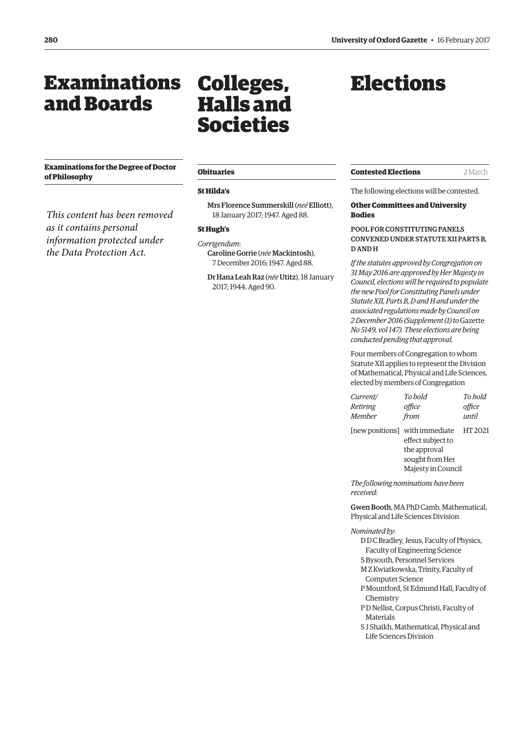# Examinations and Boards

**Examinations for the Degree of Doctor of Philosophy**

*This content has been removed as it contains personal information protected under the Data Protection Act.*

# Colleges, Halls and Societies

**Obituaries**

**St Hilda's**

Mrs Florence Summerskill (*neé* Elliott), 18 January 2017; 1947. Aged 88.

**St Hugh's**

*Corrigendum*:

Caroline Gorrie (*née* Mackintosh), 7 December 2016; 1947. Aged 88.

Dr Hana Leah Raz (*née* Utitz), 18 January 2017; 1944. Aged 90.

# Elections

**Contested Elections** 2 March

The following elections will be contested.

**Other Committees and University Bodies**

POOL FOR CONSTITUTING PANELS CONVENED UNDER STATUTE XII PARTS B, D AND H

*If the statutes approved by Congregation on 31 May 2016 are approved by Her Majesty in Council, elections will be required to populate the new Pool for Constituting Panels under Statute XII, Parts B, D and H and under the associated regulations made by Council on 2 December 2016 (Supplement (1) to* Gazette *No 5149, vol 147). These elections are being conducted pending that approval.*

Four members of Congregation to whom Statute XII applies to represent the Division of Mathematical, Physical and Life Sciences, elected by members of Congregation

| *Current/ Retiring Member* | *To hold office from* | *To hold office until* |
|---|---|---|
| [new positions] | with immediate effect subject to the approval sought from Her Majesty in Council | HT 2021 |

*The following nominations have been received*:

Gwen Booth, MA PhD Camb, Mathematical, Physical and Life Sciences Division

*Nominated by*:

D D C Bradley, Jesus, Faculty of Physics, Faculty of Engineering Science
S Bysouth, Personnel Services
M Z Kwiatkowska, Trinity, Faculty of Computer Science
P Mountford, St Edmund Hall, Faculty of Chemistry
P D Nellist, Corpus Christi, Faculty of Materials
S J Shaikh, Mathematical, Physical and Life Sciences Division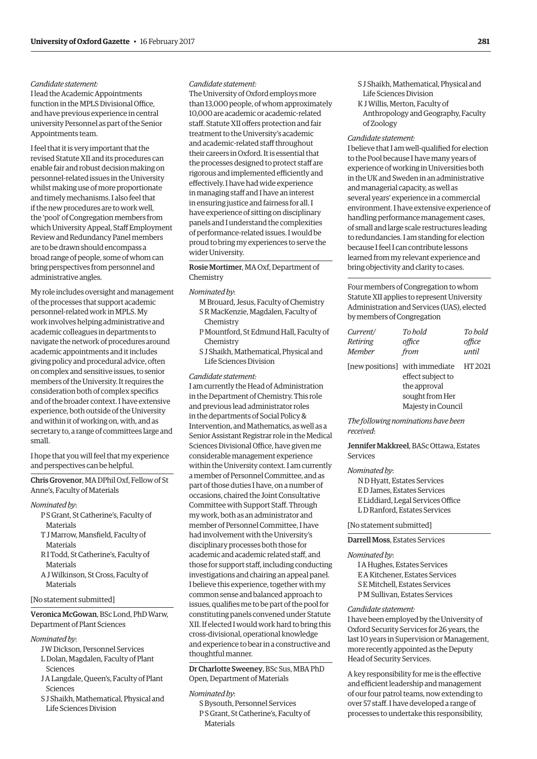*Candidate statement:*

I lead the Academic Appointments function in the MPLS Divisional Office, and have previous experience in central university Personnel as part of the Senior Appointments team.

I feel that it is very important that the revised Statute XII and its procedures can enable fair and robust decision making on personnel-related issues in the University whilst making use of more proportionate and timely mechanisms. I also feel that if the new procedures are to work well, the 'pool' of Congregation members from which University Appeal, Staff Employment Review and Redundancy Panel members are to be drawn should encompass a broad range of people, some of whom can bring perspectives from personnel and administrative angles.

My role includes oversight and management of the processes that support academic personnel-related work in MPLS. My work involves helping administrative and academic colleagues in departments to navigate the network of procedures around academic appointments and it includes giving policy and procedural advice, often on complex and sensitive issues, to senior members of the University. It requires the consideration both of complex specifics and of the broader context. I have extensive experience, both outside of the University and within it of working on, with, and as secretary to, a range of committees large and small.

I hope that you will feel that my experience and perspectives can be helpful.

---

**Chris Grovenor**, MA DPhil Oxf, Fellow of St Anne's, Faculty of Materials

*Nominated by*:

- P S Grant, St Catherine's, Faculty of Materials
- T J Marrow, Mansfield, Faculty of Materials
- R I Todd, St Catherine's, Faculty of Materials
- A J Wilkinson, St Cross, Faculty of Materials

[No statement submitted]

---

**Veronica McGowan**, BSc Lond, PhD Warw, Department of Plant Sciences

*Nominated by*:

- J W Dickson, Personnel Services
- L Dolan, Magdalen, Faculty of Plant Sciences
- J A Langdale, Queen's, Faculty of Plant Sciences
- S J Shaikh, Mathematical, Physical and Life Sciences Division

*Candidate statement:*

The University of Oxford employs more than 13,000 people, of whom approximately 10,000 are academic or academic-related staff. Statute XII offers protection and fair treatment to the University's academic and academic-related staff throughout their careers in Oxford. It is essential that the processes designed to protect staff are rigorous and implemented efficiently and effectively. I have had wide experience in managing staff and I have an interest in ensuring justice and fairness for all. I have experience of sitting on disciplinary panels and I understand the complexities of performance-related issues. I would be proud to bring my experiences to serve the wider University.

---

**Rosie Mortimer**, MA Oxf, Department of Chemistry

*Nominated by*:

- M Brouard, Jesus, Faculty of Chemistry
- S R MacKenzie, Magdalen, Faculty of Chemistry
- P Mountford, St Edmund Hall, Faculty of Chemistry
- S J Shaikh, Mathematical, Physical and Life Sciences Division

*Candidate statement:*

I am currently the Head of Administration in the Department of Chemistry. This role and previous lead administrator roles in the departments of Social Policy & Intervention, and Mathematics, as well as a Senior Assistant Registrar role in the Medical Sciences Divisional Office, have given me considerable management experience within the University context. I am currently a member of Personnel Committee, and as part of those duties I have, on a number of occasions, chaired the Joint Consultative Committee with Support Staff. Through my work, both as an administrator and member of Personnel Committee, I have had involvement with the University's disciplinary processes both those for academic and academic related staff, and those for support staff, including conducting investigations and chairing an appeal panel. I believe this experience, together with my common sense and balanced approach to issues, qualifies me to be part of the pool for constituting panels convened under Statute XII. If elected I would work hard to bring this cross-divisional, operational knowledge and experience to bear in a constructive and thoughtful manner.

---

**Dr Charlotte Sweeney**, BSc Sus, MBA PhD Open, Department of Materials

*Nominated by*:

- S Bysouth, Personnel Services
- P S Grant, St Catherine's, Faculty of Materials
- S J Shaikh, Mathematical, Physical and Life Sciences Division
- K J Willis, Merton, Faculty of Anthropology and Geography, Faculty of Zoology

*Candidate statement:*

I believe that I am well-qualified for election to the Pool because I have many years of experience of working in Universities both in the UK and Sweden in an administrative and managerial capacity, as well as several years' experience in a commercial environment. I have extensive experience of handling performance management cases, of small and large scale restructures leading to redundancies. I am standing for election because I feel I can contribute lessons learned from my relevant experience and bring objectivity and clarity to cases.

---

Four members of Congregation to whom Statute XII applies to represent University Administration and Services (UAS), elected by members of Congregation

| *Current/ Retiring Member* | *To hold office from* | *To hold office until* |
|---|---|---|
| [new positions] | with immediate effect subject to the approval sought from Her Majesty in Council | HT 2021 |

*The following nominations have been received*:

**Jennifer Makkreel**, BASc Ottawa, Estates Services

*Nominated by*:

- N D Hyatt, Estates Services
- E D James, Estates Services
- E Liddiard, Legal Services Office
- L D Ranford, Estates Services

[No statement submitted]

---

**Darrell Moss**, Estates Services

*Nominated by*:

- I A Hughes, Estates Services
- E A Kitchener, Estates Services
- S E Mitchell, Estates Services
- P M Sullivan, Estates Services

*Candidate statement:*

I have been employed by the University of Oxford Security Services for 26 years, the last 10 years in Supervision or Management, more recently appointed as the Deputy Head of Security Services.

A key responsibility for me is the effective and efficient leadership and management of our four patrol teams, now extending to over 57 staff. I have developed a range of processes to undertake this responsibility,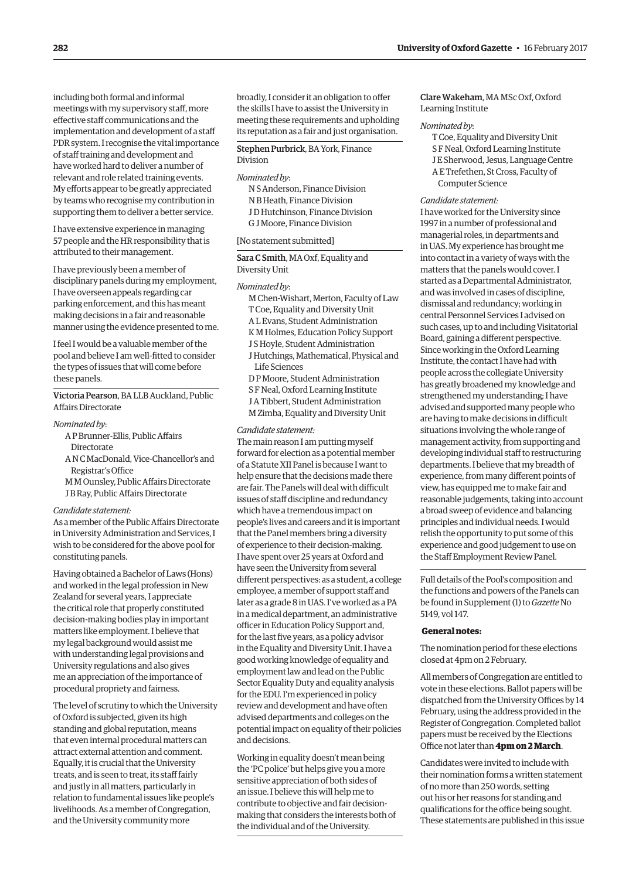including both formal and informal meetings with my supervisory staff, more effective staff communications and the implementation and development of a staff PDR system. I recognise the vital importance of staff training and development and have worked hard to deliver a number of relevant and role related training events. My efforts appear to be greatly appreciated by teams who recognise my contribution in supporting them to deliver a better service.

I have extensive experience in managing 57 people and the HR responsibility that is attributed to their management.

I have previously been a member of disciplinary panels during my employment, I have overseen appeals regarding car parking enforcement, and this has meant making decisions in a fair and reasonable manner using the evidence presented to me.

I feel I would be a valuable member of the pool and believe I am well-fitted to consider the types of issues that will come before these panels.

---

**Victoria Pearson**, BA LLB Auckland, Public Affairs Directorate

*Nominated by*:

A P Brunner-Ellis, Public Affairs Directorate
A N C MacDonald, Vice-Chancellor's and Registrar's Office
M M Ounsley, Public Affairs Directorate
J B Ray, Public Affairs Directorate

*Candidate statement:*

As a member of the Public Affairs Directorate in University Administration and Services, I wish to be considered for the above pool for constituting panels.

Having obtained a Bachelor of Laws (Hons) and worked in the legal profession in New Zealand for several years, I appreciate the critical role that properly constituted decision-making bodies play in important matters like employment. I believe that my legal background would assist me with understanding legal provisions and University regulations and also gives me an appreciation of the importance of procedural propriety and fairness.

The level of scrutiny to which the University of Oxford is subjected, given its high standing and global reputation, means that even internal procedural matters can attract external attention and comment. Equally, it is crucial that the University treats, and is seen to treat, its staff fairly and justly in all matters, particularly in relation to fundamental issues like people's livelihoods. As a member of Congregation, and the University community more broadly, I consider it an obligation to offer the skills I have to assist the University in meeting these requirements and upholding its reputation as a fair and just organisation.

---

**Stephen Purbrick**, BA York, Finance Division

*Nominated by*:

N S Anderson, Finance Division
N B Heath, Finance Division
J D Hutchinson, Finance Division
G J Moore, Finance Division

[No statement submitted]

---

**Sara C Smith**, MA Oxf, Equality and Diversity Unit

*Nominated by*:

M Chen-Wishart, Merton, Faculty of Law
T Coe, Equality and Diversity Unit
A L Evans, Student Administration
K M Holmes, Education Policy Support
J S Hoyle, Student Administration
J Hutchings, Mathematical, Physical and Life Sciences
D P Moore, Student Administration
S F Neal, Oxford Learning Institute
J A Tibbert, Student Administration
M Zimba, Equality and Diversity Unit

*Candidate statement:*

The main reason I am putting myself forward for election as a potential member of a Statute XII Panel is because I want to help ensure that the decisions made there are fair. The Panels will deal with difficult issues of staff discipline and redundancy which have a tremendous impact on people's lives and careers and it is important that the Panel members bring a diversity of experience to their decision-making. I have spent over 25 years at Oxford and have seen the University from several different perspectives: as a student, a college employee, a member of support staff and later as a grade 8 in UAS. I've worked as a PA in a medical department, an administrative officer in Education Policy Support and, for the last five years, as a policy advisor in the Equality and Diversity Unit. I have a good working knowledge of equality and employment law and lead on the Public Sector Equality Duty and equality analysis for the EDU. I'm experienced in policy review and development and have often advised departments and colleges on the potential impact on equality of their policies and decisions.

Working in equality doesn't mean being the 'PC police' but helps give you a more sensitive appreciation of both sides of an issue. I believe this will help me to contribute to objective and fair decision-making that considers the interests both of the individual and of the University.

---

**Clare Wakeham**, MA MSc Oxf, Oxford Learning Institute

*Nominated by*:

T Coe, Equality and Diversity Unit
S F Neal, Oxford Learning Institute
J E Sherwood, Jesus, Language Centre
A E Trefethen, St Cross, Faculty of Computer Science

*Candidate statement:*

I have worked for the University since 1997 in a number of professional and managerial roles, in departments and in UAS. My experience has brought me into contact in a variety of ways with the matters that the panels would cover. I started as a Departmental Administrator, and was involved in cases of discipline, dismissal and redundancy; working in central Personnel Services I advised on such cases, up to and including Visitatorial Board, gaining a different perspective. Since working in the Oxford Learning Institute, the contact I have had with people across the collegiate University has greatly broadened my knowledge and strengthened my understanding; I have advised and supported many people who are having to make decisions in difficult situations involving the whole range of management activity, from supporting and developing individual staff to restructuring departments. I believe that my breadth of experience, from many different points of view, has equipped me to make fair and reasonable judgements, taking into account a broad sweep of evidence and balancing principles and individual needs. I would relish the opportunity to put some of this experience and good judgement to use on the Staff Employment Review Panel.

---

Full details of the Pool's composition and the functions and powers of the Panels can be found in Supplement (1) to *Gazette* No 5149, vol 147.

**General notes:**

The nomination period for these elections closed at 4pm on 2 February.

All members of Congregation are entitled to vote in these elections. Ballot papers will be dispatched from the University Offices by 14 February, using the address provided in the Register of Congregation. Completed ballot papers must be received by the Elections Office not later than **4pm on 2 March**.

Candidates were invited to include with their nomination forms a written statement of no more than 250 words, setting out his or her reasons for standing and qualifications for the office being sought. These statements are published in this issue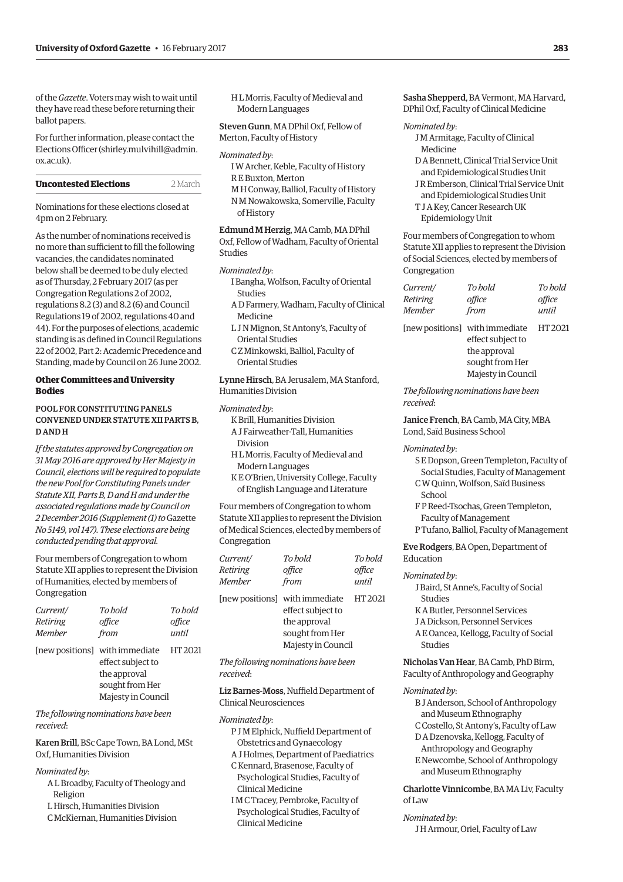of the *Gazette*. Voters may wish to wait until they have read these before returning their ballot papers.

For further information, please contact the Elections Officer (shirley.mulvihill@admin.ox.ac.uk).

## Uncontested Elections

2 March

Nominations for these elections closed at 4pm on 2 February.

As the number of nominations received is no more than sufficient to fill the following vacancies, the candidates nominated below shall be deemed to be duly elected as of Thursday, 2 February 2017 (as per Congregation Regulations 2 of 2002, regulations 8.2 (3) and 8.2 (6) and Council Regulations 19 of 2002, regulations 40 and 44). For the purposes of elections, academic standing is as defined in Council Regulations 22 of 2002, Part 2: Academic Precedence and Standing, made by Council on 26 June 2002.

### Other Committees and University Bodies

#### POOL FOR CONSTITUTING PANELS CONVENED UNDER STATUTE XII PARTS B, D AND H

*If the statutes approved by Congregation on 31 May 2016 are approved by Her Majesty in Council, elections will be required to populate the new Pool for Constituting Panels under Statute XII, Parts B, D and H and under the associated regulations made by Council on 2 December 2016 (Supplement (1) to* Gazette *No 5149, vol 147). These elections are being conducted pending that approval.*

Four members of Congregation to whom Statute XII applies to represent the Division of Humanities, elected by members of Congregation

| *Current/ Retiring Member* | *To hold office from* | *To hold office until* |
|---|---|---|
| [new positions] | with immediate effect subject to the approval sought from Her Majesty in Council | HT 2021 |

*The following nominations have been received*:

**Karen Brill**, BSc Cape Town, BA Lond, MSt Oxf, Humanities Division

*Nominated by*:

A L Broadby, Faculty of Theology and Religion
L Hirsch, Humanities Division
C McKiernan, Humanities Division
H L Morris, Faculty of Medieval and Modern Languages

**Steven Gunn**, MA DPhil Oxf, Fellow of Merton, Faculty of History

*Nominated by*:

I W Archer, Keble, Faculty of History
R E Buxton, Merton
M H Conway, Balliol, Faculty of History
N M Nowakowska, Somerville, Faculty of History

**Edmund M Herzig**, MA Camb, MA DPhil Oxf, Fellow of Wadham, Faculty of Oriental Studies

*Nominated by*:

I Bangha, Wolfson, Faculty of Oriental Studies
A D Farmery, Wadham, Faculty of Clinical Medicine
L J N Mignon, St Antony's, Faculty of Oriental Studies
C Z Minkowski, Balliol, Faculty of Oriental Studies

**Lynne Hirsch**, BA Jerusalem, MA Stanford, Humanities Division

*Nominated by*:

K Brill, Humanities Division
A J Fairweather-Tall, Humanities Division
H L Morris, Faculty of Medieval and Modern Languages
K E O'Brien, University College, Faculty of English Language and Literature

Four members of Congregation to whom Statute XII applies to represent the Division of Medical Sciences, elected by members of Congregation

| *Current/ Retiring Member* | *To hold office from* | *To hold office until* |
|---|---|---|
| [new positions] | with immediate effect subject to the approval sought from Her Majesty in Council | HT 2021 |

*The following nominations have been received*:

**Liz Barnes-Moss**, Nuffield Department of Clinical Neurosciences

*Nominated by*:

P J M Elphick, Nuffield Department of Obstetrics and Gynaecology
A J Holmes, Department of Paediatrics
C Kennard, Brasenose, Faculty of Psychological Studies, Faculty of Clinical Medicine
I M C Tracey, Pembroke, Faculty of Psychological Studies, Faculty of Clinical Medicine

**Sasha Shepperd**, BA Vermont, MA Harvard, DPhil Oxf, Faculty of Clinical Medicine

*Nominated by*:

J M Armitage, Faculty of Clinical Medicine
D A Bennett, Clinical Trial Service Unit and Epidemiological Studies Unit
J R Emberson, Clinical Trial Service Unit and Epidemiological Studies Unit
T J A Key, Cancer Research UK Epidemiology Unit

Four members of Congregation to whom Statute XII applies to represent the Division of Social Sciences, elected by members of Congregation

| *Current/ Retiring Member* | *To hold office from* | *To hold office until* |
|---|---|---|
| [new positions] | with immediate effect subject to the approval sought from Her Majesty in Council | HT 2021 |

*The following nominations have been received*:

**Janice French**, BA Camb, MA City, MBA Lond, Saïd Business School

*Nominated by*:

S E Dopson, Green Templeton, Faculty of Social Studies, Faculty of Management
C W Quinn, Wolfson, Saïd Business School
F P Reed-Tsochas, Green Templeton, Faculty of Management
P Tufano, Balliol, Faculty of Management

**Eve Rodgers**, BA Open, Department of Education

*Nominated by*:

J Baird, St Anne's, Faculty of Social Studies
K A Butler, Personnel Services
J A Dickson, Personnel Services
A E Oancea, Kellogg, Faculty of Social Studies

**Nicholas Van Hear**, BA Camb, PhD Birm, Faculty of Anthropology and Geography

*Nominated by*:

B J Anderson, School of Anthropology and Museum Ethnography
C Costello, St Antony's, Faculty of Law
D A Dzenovska, Kellogg, Faculty of Anthropology and Geography
E Newcombe, School of Anthropology and Museum Ethnography

**Charlotte Vinnicombe**, BA MA Liv, Faculty of Law

*Nominated by*:

J H Armour, Oriel, Faculty of Law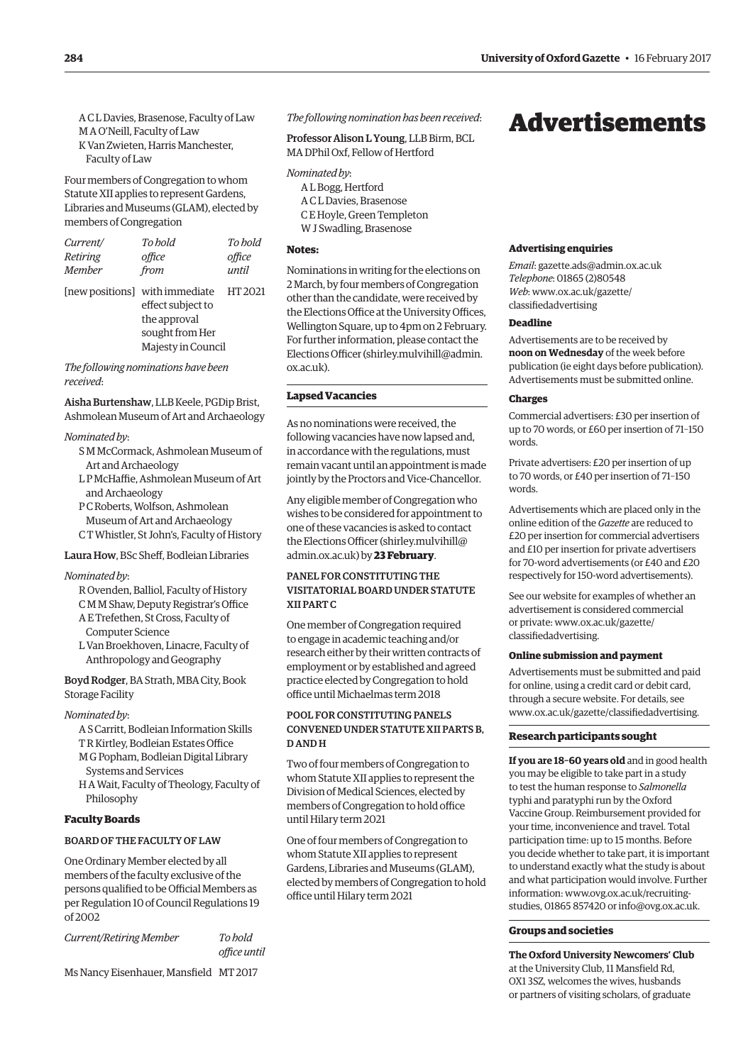A C L Davies, Brasenose, Faculty of Law
M A O'Neill, Faculty of Law
K Van Zwieten, Harris Manchester, Faculty of Law

Four members of Congregation to whom Statute XII applies to represent Gardens, Libraries and Museums (GLAM), elected by members of Congregation

| *Current/ Retiring Member* | *To hold office from* | *To hold office until* |
|---|---|---|
| [new positions] | with immediate effect subject to the approval sought from Her Majesty in Council | HT 2021 |

*The following nominations have been received*:

**Aisha Burtenshaw**, LLB Keele, PGDip Brist, Ashmolean Museum of Art and Archaeology

*Nominated by*:

S M McCormack, Ashmolean Museum of Art and Archaeology
L P McHaffie, Ashmolean Museum of Art and Archaeology
P C Roberts, Wolfson, Ashmolean Museum of Art and Archaeology
C T Whistler, St John's, Faculty of History

**Laura How**, BSc Sheff, Bodleian Libraries

*Nominated by*:

R Ovenden, Balliol, Faculty of History
C M M Shaw, Deputy Registrar's Office
A E Trefethen, St Cross, Faculty of Computer Science
L Van Broekhoven, Linacre, Faculty of Anthropology and Geography

**Boyd Rodger**, BA Strath, MBA City, Book Storage Facility

*Nominated by*:

A S Carritt, Bodleian Information Skills
T R Kirtley, Bodleian Estates Office
M G Popham, Bodleian Digital Library Systems and Services
H A Wait, Faculty of Theology, Faculty of Philosophy

### Faculty Boards

#### BOARD OF THE FACULTY OF LAW

One Ordinary Member elected by all members of the faculty exclusive of the persons qualified to be Official Members as per Regulation 10 of Council Regulations 19 of 2002

| *Current/Retiring Member* | *To hold office until* |
|---|---|
| Ms Nancy Eisenhauer, Mansfield | MT 2017 |

*The following nomination has been received*:

**Professor Alison L Young**, LLB Birm, BCL MA DPhil Oxf, Fellow of Hertford

*Nominated by*:

A L Bogg, Hertford
A C L Davies, Brasenose
C E Hoyle, Green Templeton
W J Swadling, Brasenose

**Notes:**

Nominations in writing for the elections on 2 March, by four members of Congregation other than the candidate, were received by the Elections Office at the University Offices, Wellington Square, up to 4pm on 2 February. For further information, please contact the Elections Officer (shirley.mulvihill@admin.ox.ac.uk).

### Lapsed Vacancies

As no nominations were received, the following vacancies have now lapsed and, in accordance with the regulations, must remain vacant until an appointment is made jointly by the Proctors and Vice-Chancellor.

Any eligible member of Congregation who wishes to be considered for appointment to one of these vacancies is asked to contact the Elections Officer (shirley.mulvihill@admin.ox.ac.uk) by **23 February**.

#### PANEL FOR CONSTITUTING THE VISITATORIAL BOARD UNDER STATUTE XII PART C

One member of Congregation required to engage in academic teaching and/or research either by their written contracts of employment or by established and agreed practice elected by Congregation to hold office until Michaelmas term 2018

#### POOL FOR CONSTITUTING PANELS CONVENED UNDER STATUTE XII PARTS B, D AND H

Two of four members of Congregation to whom Statute XII applies to represent the Division of Medical Sciences, elected by members of Congregation to hold office until Hilary term 2021

One of four members of Congregation to whom Statute XII applies to represent Gardens, Libraries and Museums (GLAM), elected by members of Congregation to hold office until Hilary term 2021

# Advertisements

#### Advertising enquiries

*Email*: gazette.ads@admin.ox.ac.uk
*Telephone*: 01865 (2)80548
*Web*: www.ox.ac.uk/gazette/classifiedadvertising

#### Deadline

Advertisements are to be received by **noon on Wednesday** of the week before publication (ie eight days before publication). Advertisements must be submitted online.

#### Charges

Commercial advertisers: £30 per insertion of up to 70 words, or £60 per insertion of 71–150 words.

Private advertisers: £20 per insertion of up to 70 words, or £40 per insertion of 71–150 words.

Advertisements which are placed only in the online edition of the *Gazette* are reduced to £20 per insertion for commercial advertisers and £10 per insertion for private advertisers for 70-word advertisements (or £40 and £20 respectively for 150-word advertisements).

See our website for examples of whether an advertisement is considered commercial or private: www.ox.ac.uk/gazette/classifiedadvertising.

#### Online submission and payment

Advertisements must be submitted and paid for online, using a credit card or debit card, through a secure website. For details, see www.ox.ac.uk/gazette/classifiedadvertising.

### Research participants sought

**If you are 18–60 years old** and in good health you may be eligible to take part in a study to test the human response to *Salmonella* typhi and paratyphi run by the Oxford Vaccine Group. Reimbursement provided for your time, inconvenience and travel. Total participation time: up to 15 months. Before you decide whether to take part, it is important to understand exactly what the study is about and what participation would involve. Further information: www.ovg.ox.ac.uk/recruiting-studies, 01865 857420 or info@ovg.ox.ac.uk.

### Groups and societies

**The Oxford University Newcomers' Club** at the University Club, 11 Mansfield Rd, OX1 3SZ, welcomes the wives, husbands or partners of visiting scholars, of graduate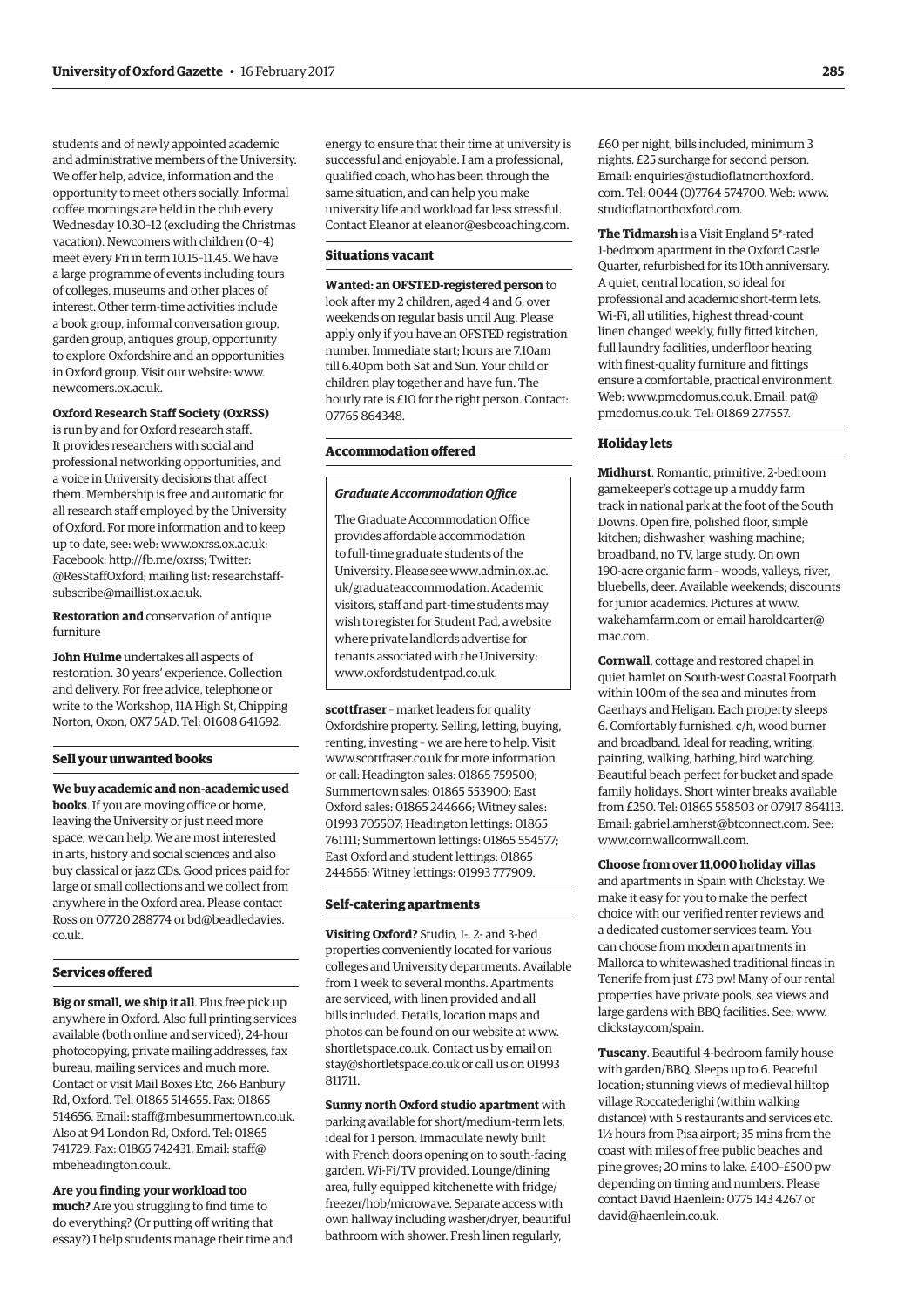students and of newly appointed academic and administrative members of the University. We offer help, advice, information and the opportunity to meet others socially. Informal coffee mornings are held in the club every Wednesday 10.30–12 (excluding the Christmas vacation). Newcomers with children (0–4) meet every Fri in term 10.15–11.45. We have a large programme of events including tours of colleges, museums and other places of interest. Other term-time activities include a book group, informal conversation group, garden group, antiques group, opportunity to explore Oxfordshire and an opportunities in Oxford group. Visit our website: www.newcomers.ox.ac.uk.

**Oxford Research Staff Society (OxRSS)** is run by and for Oxford research staff. It provides researchers with social and professional networking opportunities, and a voice in University decisions that affect them. Membership is free and automatic for all research staff employed by the University of Oxford. For more information and to keep up to date, see: web: www.oxrss.ox.ac.uk; Facebook: http://fb.me/oxrss; Twitter: @ResStaffOxford; mailing list: researchstaff-subscribe@maillist.ox.ac.uk.

**Restoration and** conservation of antique furniture

**John Hulme** undertakes all aspects of restoration. 30 years' experience. Collection and delivery. For free advice, telephone or write to the Workshop, 11A High St, Chipping Norton, Oxon, OX7 5AD. Tel: 01608 641692.

### Sell your unwanted books

**We buy academic and non-academic used books**. If you are moving office or home, leaving the University or just need more space, we can help. We are most interested in arts, history and social sciences and also buy classical or jazz CDs. Good prices paid for large or small collections and we collect from anywhere in the Oxford area. Please contact Ross on 07720 288774 or bd@beadledavies.co.uk.

### Services offered

**Big or small, we ship it all**. Plus free pick up anywhere in Oxford. Also full printing services available (both online and serviced), 24-hour photocopying, private mailing addresses, fax bureau, mailing services and much more. Contact or visit Mail Boxes Etc, 266 Banbury Rd, Oxford. Tel: 01865 514655. Fax: 01865 514656. Email: staff@mbesummertown.co.uk. Also at 94 London Rd, Oxford. Tel: 01865 741729. Fax: 01865 742431. Email: staff@mbeheadington.co.uk.

**Are you finding your workload too much?** Are you struggling to find time to do everything? (Or putting off writing that essay?) I help students manage their time and energy to ensure that their time at university is successful and enjoyable. I am a professional, qualified coach, who has been through the same situation, and can help you make university life and workload far less stressful. Contact Eleanor at eleanor@esbcoaching.com.

### Situations vacant

**Wanted: an OFSTED-registered person** to look after my 2 children, aged 4 and 6, over weekends on regular basis until Aug. Please apply only if you have an OFSTED registration number. Immediate start; hours are 7.10am till 6.40pm both Sat and Sun. Your child or children play together and have fun. The hourly rate is £10 for the right person. Contact: 07765 864348.

### Accommodation offered

***Graduate Accommodation Office***

The Graduate Accommodation Office provides affordable accommodation to full-time graduate students of the University. Please see www.admin.ox.ac.uk/graduateaccommodation. Academic visitors, staff and part-time students may wish to register for Student Pad, a website where private landlords advertise for tenants associated with the University: www.oxfordstudentpad.co.uk.

**scottfraser** – market leaders for quality Oxfordshire property. Selling, letting, buying, renting, investing – we are here to help. Visit www.scottfraser.co.uk for more information or call: Headington sales: 01865 759500; Summertown sales: 01865 553900; East Oxford sales: 01865 244666; Witney sales: 01993 705507; Headington lettings: 01865 761111; Summertown lettings: 01865 554577; East Oxford and student lettings: 01865 244666; Witney lettings: 01993 777909.

### Self-catering apartments

**Visiting Oxford?** Studio, 1-, 2- and 3-bed properties conveniently located for various colleges and University departments. Available from 1 week to several months. Apartments are serviced, with linen provided and all bills included. Details, location maps and photos can be found on our website at www.shortletspace.co.uk. Contact us by email on stay@shortletspace.co.uk or call us on 01993 811711.

**Sunny north Oxford studio apartment** with parking available for short/medium-term lets, ideal for 1 person. Immaculate newly built with French doors opening on to south-facing garden. Wi-Fi/TV provided. Lounge/dining area, fully equipped kitchenette with fridge/freezer/hob/microwave. Separate access with own hallway including washer/dryer, beautiful bathroom with shower. Fresh linen regularly, £60 per night, bills included, minimum 3 nights. £25 surcharge for second person. Email: enquiries@studioflatnorthoxford.com. Tel: 0044 (0)7764 574700. Web: www.studioflatnorthoxford.com.

**The Tidmarsh** is a Visit England 5*-rated 1-bedroom apartment in the Oxford Castle Quarter, refurbished for its 10th anniversary. A quiet, central location, so ideal for professional and academic short-term lets. Wi-Fi, all utilities, highest thread-count linen changed weekly, fully fitted kitchen, full laundry facilities, underfloor heating with finest-quality furniture and fittings ensure a comfortable, practical environment. Web: www.pmcdomus.co.uk. Email: pat@pmcdomus.co.uk. Tel: 01869 277557.

### Holiday lets

**Midhurst**. Romantic, primitive, 2-bedroom gamekeeper's cottage up a muddy farm track in national park at the foot of the South Downs. Open fire, polished floor, simple kitchen; dishwasher, washing machine; broadband, no TV, large study. On own 190-acre organic farm – woods, valleys, river, bluebells, deer. Available weekends; discounts for junior academics. Pictures at www.wakehamfarm.com or email haroldcarter@mac.com.

**Cornwall**, cottage and restored chapel in quiet hamlet on South-west Coastal Footpath within 100m of the sea and minutes from Caerhays and Heligan. Each property sleeps 6. Comfortably furnished, c/h, wood burner and broadband. Ideal for reading, writing, painting, walking, bathing, bird watching. Beautiful beach perfect for bucket and spade family holidays. Short winter breaks available from £250. Tel: 01865 558503 or 07917 864113. Email: gabriel.amherst@btconnect.com. See: www.cornwallcornwall.com.

**Choose from over 11,000 holiday villas** and apartments in Spain with Clickstay. We make it easy for you to make the perfect choice with our verified renter reviews and a dedicated customer services team. You can choose from modern apartments in Mallorca to whitewashed traditional fincas in Tenerife from just £73 pw! Many of our rental properties have private pools, sea views and large gardens with BBQ facilities. See: www.clickstay.com/spain.

**Tuscany**. Beautiful 4-bedroom family house with garden/BBQ. Sleeps up to 6. Peaceful location; stunning views of medieval hilltop village Roccatederighi (within walking distance) with 5 restaurants and services etc. 1½ hours from Pisa airport; 35 mins from the coast with miles of free public beaches and pine groves; 20 mins to lake. £400–£500 pw depending on timing and numbers. Please contact David Haenlein: 0775 143 4267 or david@haenlein.co.uk.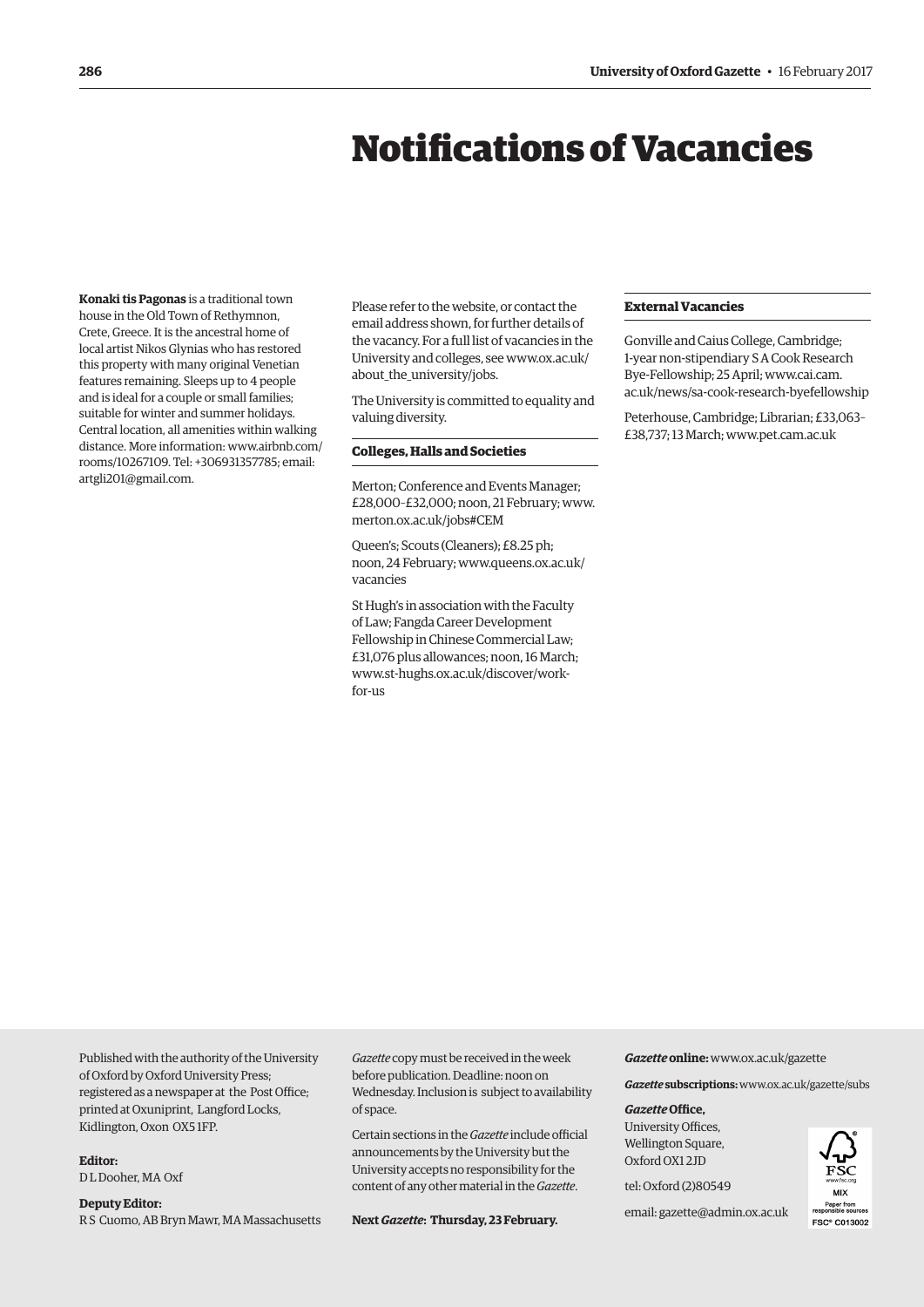# Notifications of Vacancies

**Konaki tis Pagonas** is a traditional town house in the Old Town of Rethymnon, Crete, Greece. It is the ancestral home of local artist Nikos Glynias who has restored this property with many original Venetian features remaining. Sleeps up to 4 people and is ideal for a couple or small families; suitable for winter and summer holidays. Central location, all amenities within walking distance. More information: www.airbnb.com/rooms/10267109. Tel: +306931357785; email: artgli201@gmail.com.

Please refer to the website, or contact the email address shown, for further details of the vacancy. For a full list of vacancies in the University and colleges, see www.ox.ac.uk/about_the_university/jobs.

The University is committed to equality and valuing diversity.

### Colleges, Halls and Societies

Merton; Conference and Events Manager; £28,000–£32,000; noon, 21 February; www.merton.ox.ac.uk/jobs#CEM

Queen's; Scouts (Cleaners); £8.25 ph; noon, 24 February; www.queens.ox.ac.uk/vacancies

St Hugh's in association with the Faculty of Law; Fangda Career Development Fellowship in Chinese Commercial Law; £31,076 plus allowances; noon, 16 March; www.st-hughs.ox.ac.uk/discover/work-for-us

### External Vacancies

Gonville and Caius College, Cambridge; 1-year non-stipendiary S A Cook Research Bye-Fellowship; 25 April; www.cai.cam.ac.uk/news/sa-cook-research-byefellowship

Peterhouse, Cambridge; Librarian; £33,063–£38,737; 13 March; www.pet.cam.ac.uk

---

Published with the authority of the University of Oxford by Oxford University Press; registered as a newspaper at the Post Office; printed at Oxuniprint, Langford Locks, Kidlington, Oxon OX5 1FP.

**Editor:**
D L Dooher, MA Oxf

**Deputy Editor:**
R S Cuomo, AB Bryn Mawr, MA Massachusetts

*Gazette* copy must be received in the week before publication. Deadline: noon on Wednesday. Inclusion is subject to availability of space.

Certain sections in the *Gazette* include official announcements by the University but the University accepts no responsibility for the content of any other material in the *Gazette*.

**Next *Gazette*: Thursday, 23 February.**

***Gazette* online:** www.ox.ac.uk/gazette

***Gazette* subscriptions:** www.ox.ac.uk/gazette/subs

***Gazette* Office,**
University Offices,
Wellington Square,
Oxford OX1 2JD

tel: Oxford (2)80549

email: gazette@admin.ox.ac.uk

FSC
www.fsc.org
MIX
Paper from responsible sources
FSC® C013002